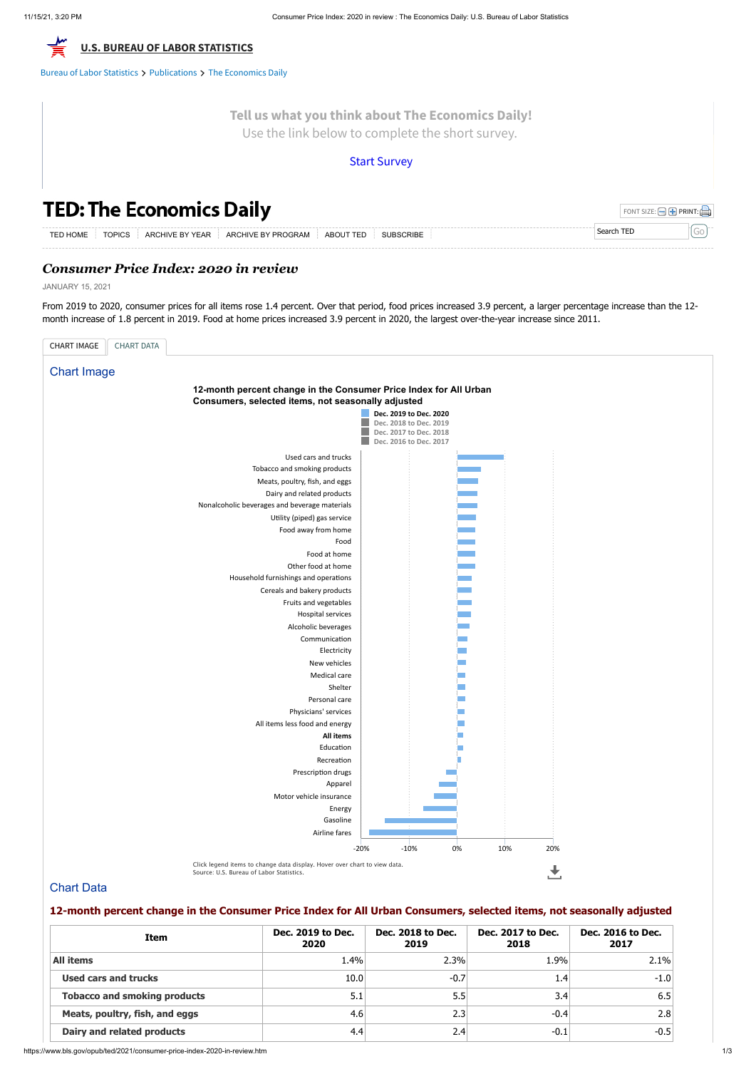[U.S. BUREAU OF LABOR STATISTICS](https://www.bls.gov)

Bureau of Labor Statistics > Publications > The Economics Daily

**Tell us what you think about The Economics Daily!**
Use the link below to complete the short survey.

Start Survey

# TED: The Economics Daily

TED HOME | TOPICS | ARCHIVE BY YEAR | ARCHIVE BY PROGRAM | ABOUT TED | SUBSCRIBE

## *Consumer Price Index: 2020 in review*

JANUARY 15, 2021

From 2019 to 2020, consumer prices for all items rose 1.4 percent. Over that period, food prices increased 3.9 percent, a larger percentage increase than the 12-month increase of 1.8 percent in 2019. Food at home prices increased 3.9 percent in 2020, the largest over-the-year increase since 2011.

CHART IMAGE | CHART DATA

### Chart Image

**12-month percent change in the Consumer Price Index for All Urban Consumers, selected items, not seasonally adjusted**

Dec. 2019 to Dec. 2020
Dec. 2018 to Dec. 2019
Dec. 2017 to Dec. 2018
Dec. 2016 to Dec. 2017

Used cars and trucks
Tobacco and smoking products
Meats, poultry, fish, and eggs
Dairy and related products
Nonalcoholic beverages and beverage materials
Utility (piped) gas service
Food away from home
Food
Food at home
Other food at home
Household furnishings and operations
Cereals and bakery products
Fruits and vegetables
Hospital services
Alcoholic beverages
Communication
Electricity
New vehicles
Medical care
Shelter
Personal care
Physicians' services
All items less food and energy
**All items**
Education
Recreation
Prescription drugs
Apparel
Motor vehicle insurance
Energy
Gasoline
Airline fares

-20% -10% 0% 10% 20%

Click legend items to change data display. Hover over chart to view data.
Source: U.S. Bureau of Labor Statistics.

### Chart Data

**12-month percent change in the Consumer Price Index for All Urban Consumers, selected items, not seasonally adjusted**

| Item | Dec. 2019 to Dec. 2020 | Dec. 2018 to Dec. 2019 | Dec. 2017 to Dec. 2018 | Dec. 2016 to Dec. 2017 |
|---|---|---|---|---|
| **All items** | 1.4% | 2.3% | 1.9% | 2.1% |
| **Used cars and trucks** | 10.0 | -0.7 | 1.4 | -1.0 |
| **Tobacco and smoking products** | 5.1 | 5.5 | 3.4 | 6.5 |
| **Meats, poultry, fish, and eggs** | 4.6 | 2.3 | -0.4 | 2.8 |
| **Dairy and related products** | 4.4 | 2.4 | -0.1 | -0.5 |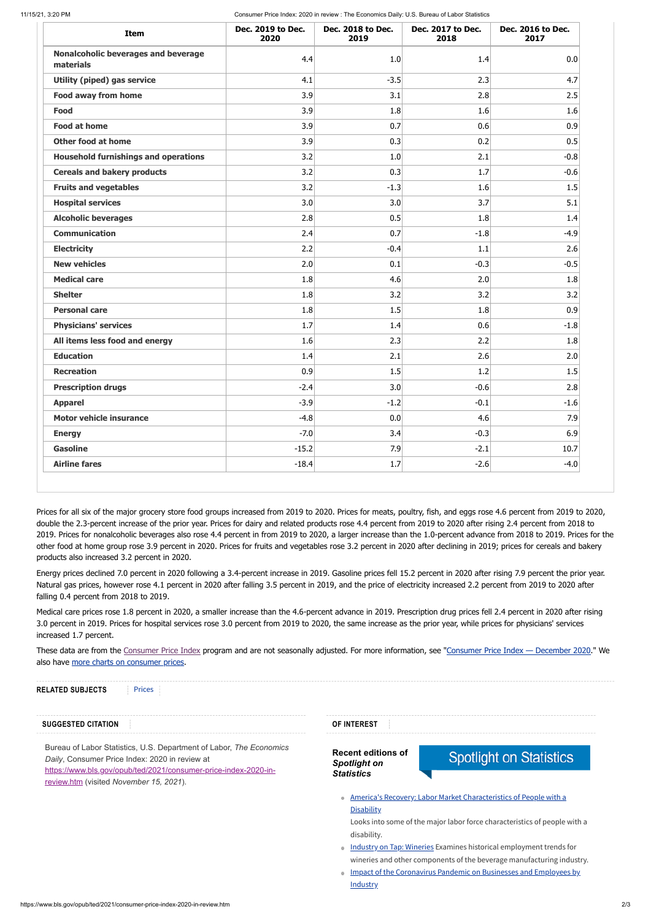| Item | Dec. 2019 to Dec. 2020 | Dec. 2018 to Dec. 2019 | Dec. 2017 to Dec. 2018 | Dec. 2016 to Dec. 2017 |
|---|---|---|---|---|
| **Nonalcoholic beverages and beverage materials** | 4.4 | 1.0 | 1.4 | 0.0 |
| **Utility (piped) gas service** | 4.1 | -3.5 | 2.3 | 4.7 |
| **Food away from home** | 3.9 | 3.1 | 2.8 | 2.5 |
| **Food** | 3.9 | 1.8 | 1.6 | 1.6 |
| **Food at home** | 3.9 | 0.7 | 0.6 | 0.9 |
| **Other food at home** | 3.9 | 0.3 | 0.2 | 0.5 |
| **Household furnishings and operations** | 3.2 | 1.0 | 2.1 | -0.8 |
| **Cereals and bakery products** | 3.2 | 0.3 | 1.7 | -0.6 |
| **Fruits and vegetables** | 3.2 | -1.3 | 1.6 | 1.5 |
| **Hospital services** | 3.0 | 3.0 | 3.7 | 5.1 |
| **Alcoholic beverages** | 2.8 | 0.5 | 1.8 | 1.4 |
| **Communication** | 2.4 | 0.7 | -1.8 | -4.9 |
| **Electricity** | 2.2 | -0.4 | 1.1 | 2.6 |
| **New vehicles** | 2.0 | 0.1 | -0.3 | -0.5 |
| **Medical care** | 1.8 | 4.6 | 2.0 | 1.8 |
| **Shelter** | 1.8 | 3.2 | 3.2 | 3.2 |
| **Personal care** | 1.8 | 1.5 | 1.8 | 0.9 |
| **Physicians' services** | 1.7 | 1.4 | 0.6 | -1.8 |
| **All items less food and energy** | 1.6 | 2.3 | 2.2 | 1.8 |
| **Education** | 1.4 | 2.1 | 2.6 | 2.0 |
| **Recreation** | 0.9 | 1.5 | 1.2 | 1.5 |
| **Prescription drugs** | -2.4 | 3.0 | -0.6 | 2.8 |
| **Apparel** | -3.9 | -1.2 | -0.1 | -1.6 |
| **Motor vehicle insurance** | -4.8 | 0.0 | 4.6 | 7.9 |
| **Energy** | -7.0 | 3.4 | -0.3 | 6.9 |
| **Gasoline** | -15.2 | 7.9 | -2.1 | 10.7 |
| **Airline fares** | -18.4 | 1.7 | -2.6 | -4.0 |

Prices for all six of the major grocery store food groups increased from 2019 to 2020. Prices for meats, poultry, fish, and eggs rose 4.6 percent from 2019 to 2020, double the 2.3-percent increase of the prior year. Prices for dairy and related products rose 4.4 percent from 2019 to 2020 after rising 2.4 percent from 2018 to 2019. Prices for nonalcoholic beverages also rose 4.4 percent in from 2019 to 2020, a larger increase than the 1.0-percent advance from 2018 to 2019. Prices for the other food at home group rose 3.9 percent in 2020. Prices for fruits and vegetables rose 3.2 percent in 2020 after declining in 2019; prices for cereals and bakery products also increased 3.2 percent in 2020.

Energy prices declined 7.0 percent in 2020 following a 3.4-percent increase in 2019. Gasoline prices fell 15.2 percent in 2020 after rising 7.9 percent the prior year. Natural gas prices, however rose 4.1 percent in 2020 after falling 3.5 percent in 2019, and the price of electricity increased 2.2 percent from 2019 to 2020 after falling 0.4 percent from 2018 to 2019.

Medical care prices rose 1.8 percent in 2020, a smaller increase than the 4.6-percent advance in 2019. Prescription drug prices fell 2.4 percent in 2020 after rising 3.0 percent in 2019. Prices for hospital services rose 3.0 percent from 2019 to 2020, the same increase as the prior year, while prices for physicians' services increased 1.7 percent.

These data are from the Consumer Price Index program and are not seasonally adjusted. For more information, see "Consumer Price Index — December 2020." We also have more charts on consumer prices.

**RELATED SUBJECTS** Prices

**SUGGESTED CITATION**

Bureau of Labor Statistics, U.S. Department of Labor, *The Economics Daily*, Consumer Price Index: 2020 in review at https://www.bls.gov/opub/ted/2021/consumer-price-index-2020-in-review.htm (visited *November 15, 2021*).

**OF INTEREST**

**Recent editions of *Spotlight on Statistics***

Spotlight on Statistics

- America's Recovery: Labor Market Characteristics of People with a Disability

  Looks into some of the major labor force characteristics of people with a disability.
- Industry on Tap: Wineries Examines historical employment trends for wineries and other components of the beverage manufacturing industry.
- Impact of the Coronavirus Pandemic on Businesses and Employees by Industry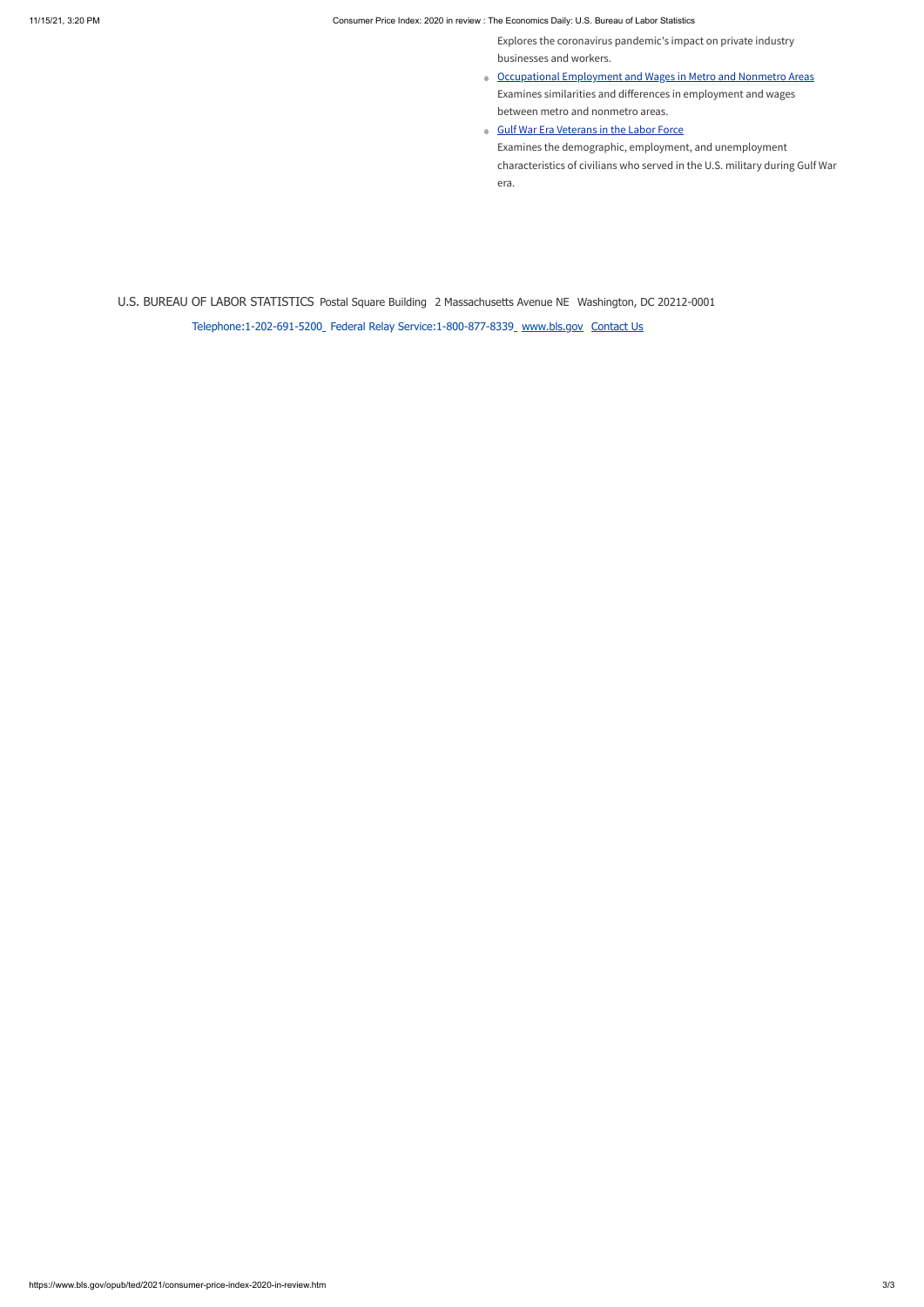Explores the coronavirus pandemic's impact on private industry businesses and workers.

- [Occupational Employment and Wages in Metro and Nonmetro Areas]
  Examines similarities and differences in employment and wages between metro and nonmetro areas.
- [Gulf War Era Veterans in the Labor Force]
  Examines the demographic, employment, and unemployment characteristics of civilians who served in the U.S. military during Gulf War era.

U.S. BUREAU OF LABOR STATISTICS Postal Square Building 2 Massachusetts Avenue NE Washington, DC 20212-0001

Telephone:1-202-691-5200 Federal Relay Service:1-800-877-8339 www.bls.gov Contact Us